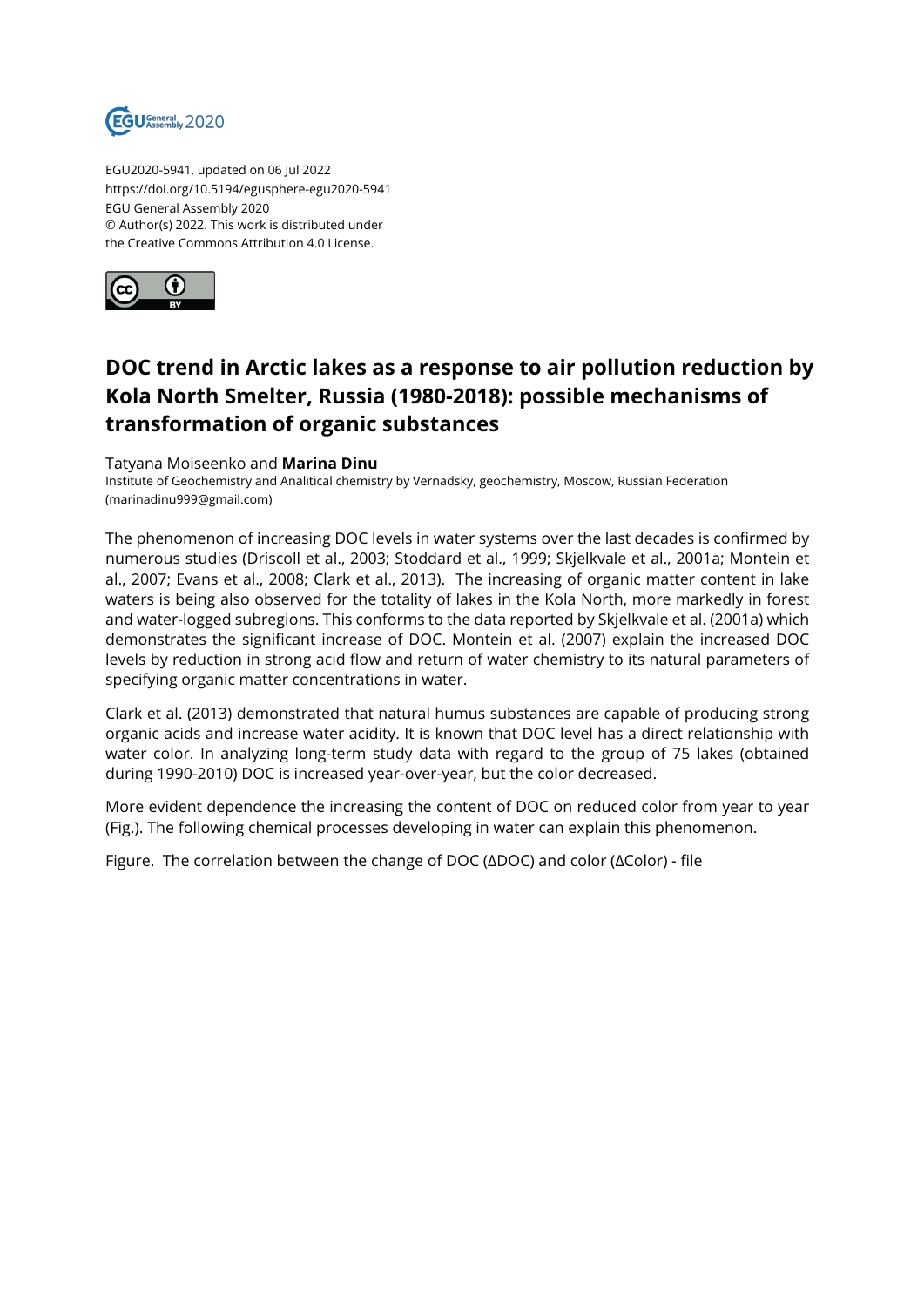EGU2020-5941, updated on 06 Jul 2022
https://doi.org/10.5194/egusphere-egu2020-5941
EGU General Assembly 2020
© Author(s) 2022. This work is distributed under
the Creative Commons Attribution 4.0 License.

# DOC trend in Arctic lakes as a response to air pollution reduction by Kola North Smelter, Russia (1980-2018): possible mechanisms of transformation of organic substances

Tatyana Moiseenko and **Marina Dinu**
Institute of Geochemistry and Analitical chemistry by Vernadsky, geochemistry, Moscow, Russian Federation (marinadinu999@gmail.com)

The phenomenon of increasing DOC levels in water systems over the last decades is confirmed by numerous studies (Driscoll et al., 2003; Stoddard et al., 1999; Skjelkvale et al., 2001a; Montein et al., 2007; Evans et al., 2008; Clark et al., 2013). The increasing of organic matter content in lake waters is being also observed for the totality of lakes in the Kola North, more markedly in forest and water-logged subregions. This conforms to the data reported by Skjelkvale et al. (2001a) which demonstrates the significant increase of DOC. Montein et al. (2007) explain the increased DOC levels by reduction in strong acid flow and return of water chemistry to its natural parameters of specifying organic matter concentrations in water.

Clark et al. (2013) demonstrated that natural humus substances are capable of producing strong organic acids and increase water acidity. It is known that DOC level has a direct relationship with water color. In analyzing long-term study data with regard to the group of 75 lakes (obtained during 1990-2010) DOC is increased year-over-year, but the color decreased.

More evident dependence the increasing the content of DOC on reduced color from year to year (Fig.). The following chemical processes developing in water can explain this phenomenon.

Figure. The correlation between the change of DOC (ΔDOC) and color (ΔColor) - file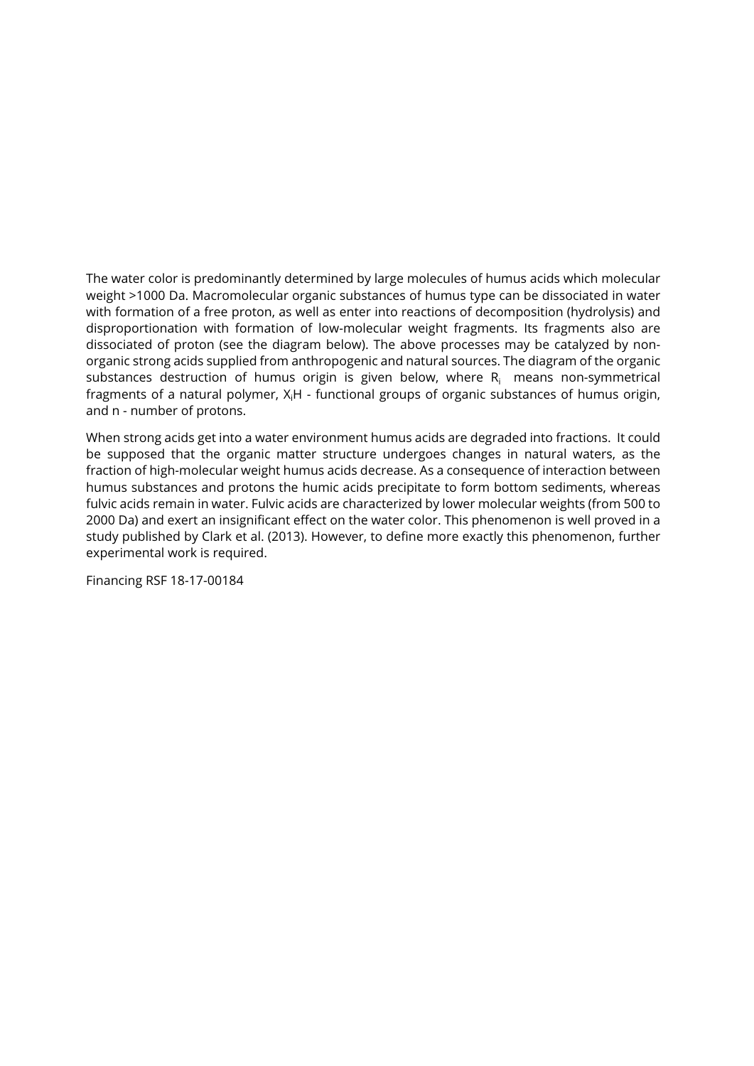The water color is predominantly determined by large molecules of humus acids which molecular weight >1000 Da. Macromolecular organic substances of humus type can be dissociated in water with formation of a free proton, as well as enter into reactions of decomposition (hydrolysis) and disproportionation with formation of low-molecular weight fragments. Its fragments also are dissociated of proton (see the diagram below). The above processes may be catalyzed by non-organic strong acids supplied from anthropogenic and natural sources. The diagram of the organic substances destruction of humus origin is given below, where $R_i$ means non-symmetrical fragments of a natural polymer, $X_iH$ - functional groups of organic substances of humus origin, and n - number of protons.

When strong acids get into a water environment humus acids are degraded into fractions. It could be supposed that the organic matter structure undergoes changes in natural waters, as the fraction of high-molecular weight humus acids decrease. As a consequence of interaction between humus substances and protons the humic acids precipitate to form bottom sediments, whereas fulvic acids remain in water. Fulvic acids are characterized by lower molecular weights (from 500 to 2000 Da) and exert an insignificant effect on the water color. This phenomenon is well proved in a study published by Clark et al. (2013). However, to define more exactly this phenomenon, further experimental work is required.

Financing RSF 18-17-00184